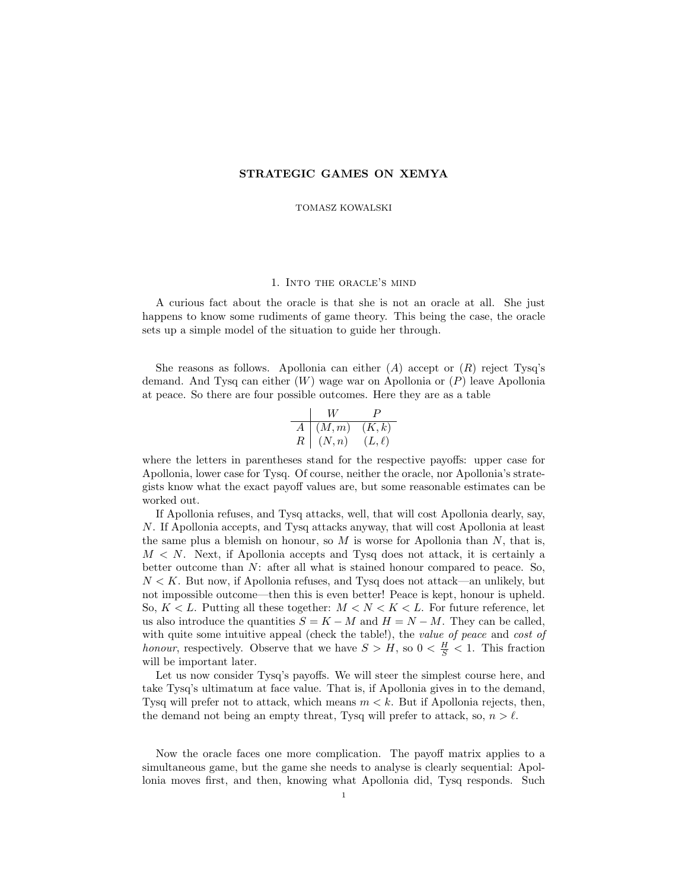# STRATEGIC GAMES ON XEMYA

TOMASZ KOWALSKI

## 1. Into the oracle's mind

A curious fact about the oracle is that she is not an oracle at all. She just happens to know some rudiments of game theory. This being the case, the oracle sets up a simple model of the situation to guide her through.

She reasons as follows. Apollonia can either $(A)$ accept or $(R)$ reject Tysq's demand. And Tysq can either $(W)$ wage war on Apollonia or $(P)$ leave Apollonia at peace. So there are four possible outcomes. Here they are as a table

| | $W$ | $P$ |
|---|---|---|
| $A$ | $(M, m)$ | $(K, k)$ |
| $R$ | $(N, n)$ | $(L, \ell)$ |

where the letters in parentheses stand for the respective payoffs: upper case for Apollonia, lower case for Tysq. Of course, neither the oracle, nor Apollonia's strategists know what the exact payoff values are, but some reasonable estimates can be worked out.

If Apollonia refuses, and Tysq attacks, well, that will cost Apollonia dearly, say, $N$. If Apollonia accepts, and Tysq attacks anyway, that will cost Apollonia at least the same plus a blemish on honour, so $M$ is worse for Apollonia than $N$, that is, $M < N$. Next, if Apollonia accepts and Tysq does not attack, it is certainly a better outcome than $N$: after all what is stained honour compared to peace. So, $N < K$. But now, if Apollonia refuses, and Tysq does not attack—an unlikely, but not impossible outcome—then this is even better! Peace is kept, honour is upheld. So, $K < L$. Putting all these together: $M < N < K < L$. For future reference, let us also introduce the quantities $S = K - M$ and $H = N - M$. They can be called, with quite some intuitive appeal (check the table!), the *value of peace* and *cost of honour*, respectively. Observe that we have $S > H$, so $0 < \frac{H}{S} < 1$. This fraction will be important later.

Let us now consider Tysq's payoffs. We will steer the simplest course here, and take Tysq's ultimatum at face value. That is, if Apollonia gives in to the demand, Tysq will prefer not to attack, which means $m < k$. But if Apollonia rejects, then, the demand not being an empty threat, Tysq will prefer to attack, so, $n > \ell$.

Now the oracle faces one more complication. The payoff matrix applies to a simultaneous game, but the game she needs to analyse is clearly sequential: Apollonia moves first, and then, knowing what Apollonia did, Tysq responds. Such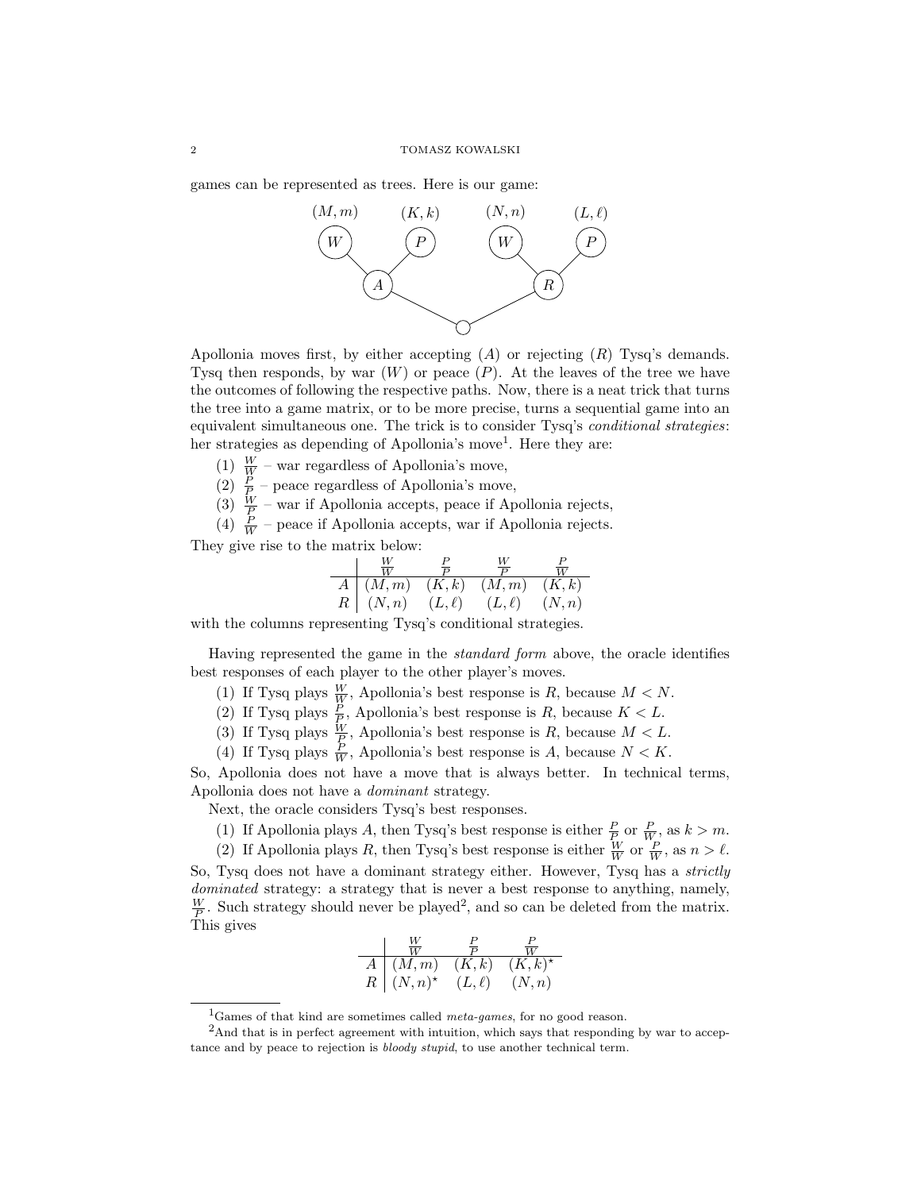games can be represented as trees. Here is our game:

Apollonia moves first, by either accepting ($A$) or rejecting ($R$) Tysq's demands. Tysq then responds, by war ($W$) or peace ($P$). At the leaves of the tree we have the outcomes of following the respective paths. Now, there is a neat trick that turns the tree into a game matrix, or to be more precise, turns a sequential game into an equivalent simultaneous one. The trick is to consider Tysq's *conditional strategies*: her strategies as depending of Apollonia's move[1]. Here they are:

1. $\frac{W}{W}$ – war regardless of Apollonia's move,
2. $\frac{P}{P}$ – peace regardless of Apollonia's move,
3. $\frac{W}{P}$ – war if Apollonia accepts, peace if Apollonia rejects,
4. $\frac{P}{W}$ – peace if Apollonia accepts, war if Apollonia rejects.

They give rise to the matrix below:

| | $\frac{W}{W}$ | $\frac{P}{P}$ | $\frac{W}{P}$ | $\frac{P}{W}$ |
|---|---|---|---|---|
| $A$ | $(M,m)$ | $(K,k)$ | $(M,m)$ | $(K,k)$ |
| $R$ | $(N,n)$ | $(L,\ell)$ | $(L,\ell)$ | $(N,n)$ |

with the columns representing Tysq's conditional strategies.

Having represented the game in the *standard form* above, the oracle identifies best responses of each player to the other player's moves.

1. If Tysq plays $\frac{W}{W}$, Apollonia's best response is $R$, because $M < N$.
2. If Tysq plays $\frac{P}{P}$, Apollonia's best response is $R$, because $K < L$.
3. If Tysq plays $\frac{W}{P}$, Apollonia's best response is $R$, because $M < L$.
4. If Tysq plays $\frac{P}{W}$, Apollonia's best response is $A$, because $N < K$.

So, Apollonia does not have a move that is always better. In technical terms, Apollonia does not have a *dominant* strategy.

Next, the oracle considers Tysq's best responses.

1. If Apollonia plays $A$, then Tysq's best response is either $\frac{P}{P}$ or $\frac{P}{W}$, as $k > m$.
2. If Apollonia plays $R$, then Tysq's best response is either $\frac{W}{W}$ or $\frac{P}{W}$, as $n > \ell$.

So, Tysq does not have a dominant strategy either. However, Tysq has a *strictly dominated* strategy: a strategy that is never a best response to anything, namely, $\frac{W}{P}$. Such strategy should never be played[2], and so can be deleted from the matrix. This gives

| | $\frac{W}{W}$ | $\frac{P}{P}$ | $\frac{P}{W}$ |
|---|---|---|---|
| $A$ | $(M,m)$ | $(K,k)$ | $(K,k)^\star$ |
| $R$ | $(N,n)^\star$ | $(L,\ell)$ | $(N,n)$ |

[1] Games of that kind are sometimes called *meta-games*, for no good reason.

[2] And that is in perfect agreement with intuition, which says that responding by war to acceptance and by peace to rejection is *bloody stupid*, to use another technical term.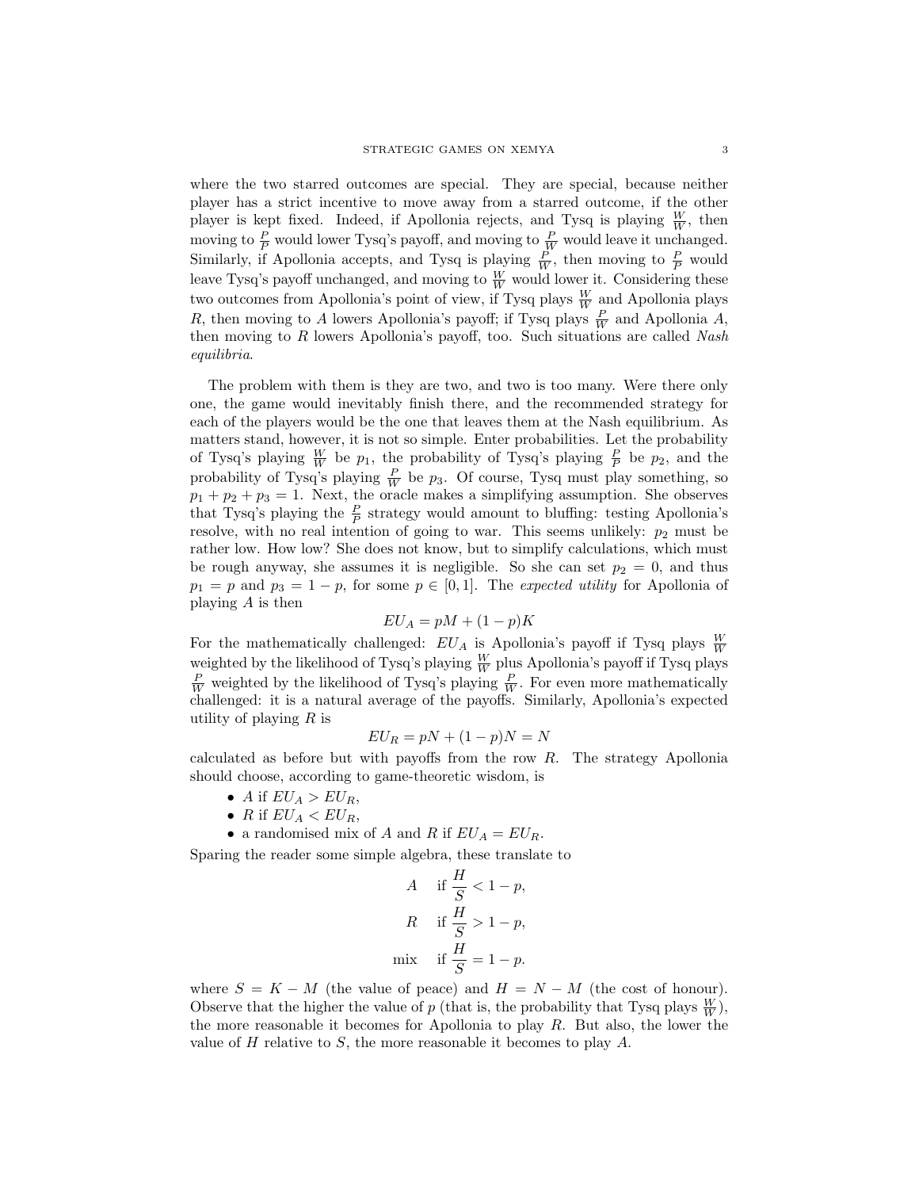where the two starred outcomes are special. They are special, because neither player has a strict incentive to move away from a starred outcome, if the other player is kept fixed. Indeed, if Apollonia rejects, and Tysq is playing $\frac{W}{W}$, then moving to $\frac{P}{P}$ would lower Tysq's payoff, and moving to $\frac{P}{W}$ would leave it unchanged. Similarly, if Apollonia accepts, and Tysq is playing $\frac{P}{W}$, then moving to $\frac{P}{P}$ would leave Tysq's payoff unchanged, and moving to $\frac{W}{W}$ would lower it. Considering these two outcomes from Apollonia's point of view, if Tysq plays $\frac{W}{W}$ and Apollonia plays $R$, then moving to $A$ lowers Apollonia's payoff; if Tysq plays $\frac{P}{W}$ and Apollonia $A$, then moving to $R$ lowers Apollonia's payoff, too. Such situations are called *Nash equilibria*.

The problem with them is they are two, and two is too many. Were there only one, the game would inevitably finish there, and the recommended strategy for each of the players would be the one that leaves them at the Nash equilibrium. As matters stand, however, it is not so simple. Enter probabilities. Let the probability of Tysq's playing $\frac{W}{W}$ be $p_1$, the probability of Tysq's playing $\frac{P}{P}$ be $p_2$, and the probability of Tysq's playing $\frac{P}{W}$ be $p_3$. Of course, Tysq must play something, so $p_1 + p_2 + p_3 = 1$. Next, the oracle makes a simplifying assumption. She observes that Tysq's playing the $\frac{P}{P}$ strategy would amount to bluffing: testing Apollonia's resolve, with no real intention of going to war. This seems unlikely: $p_2$ must be rather low. How low? She does not know, but to simplify calculations, which must be rough anyway, she assumes it is negligible. So she can set $p_2 = 0$, and thus $p_1 = p$ and $p_3 = 1 - p$, for some $p \in [0, 1]$. The *expected utility* for Apollonia of playing $A$ is then

$$EU_A = pM + (1 - p)K$$

For the mathematically challenged: $EU_A$ is Apollonia's payoff if Tysq plays $\frac{W}{W}$ weighted by the likelihood of Tysq's playing $\frac{W}{W}$ plus Apollonia's payoff if Tysq plays $\frac{P}{W}$ weighted by the likelihood of Tysq's playing $\frac{P}{W}$. For even more mathematically challenged: it is a natural average of the payoffs. Similarly, Apollonia's expected utility of playing $R$ is

$$EU_R = pN + (1 - p)N = N$$

calculated as before but with payoffs from the row $R$. The strategy Apollonia should choose, according to game-theoretic wisdom, is

- $A$ if $EU_A > EU_R$,
- $R$ if $EU_A < EU_R$,
- a randomised mix of $A$ and $R$ if $EU_A = EU_R$.

Sparing the reader some simple algebra, these translate to

$$\begin{aligned} A \quad &\text{if } \frac{H}{S} < 1 - p, \\ R \quad &\text{if } \frac{H}{S} > 1 - p, \\ \text{mix} \quad &\text{if } \frac{H}{S} = 1 - p. \end{aligned}$$

where $S = K - M$ (the value of peace) and $H = N - M$ (the cost of honour). Observe that the higher the value of $p$ (that is, the probability that Tysq plays $\frac{W}{W}$), the more reasonable it becomes for Apollonia to play $R$. But also, the lower the value of $H$ relative to $S$, the more reasonable it becomes to play $A$.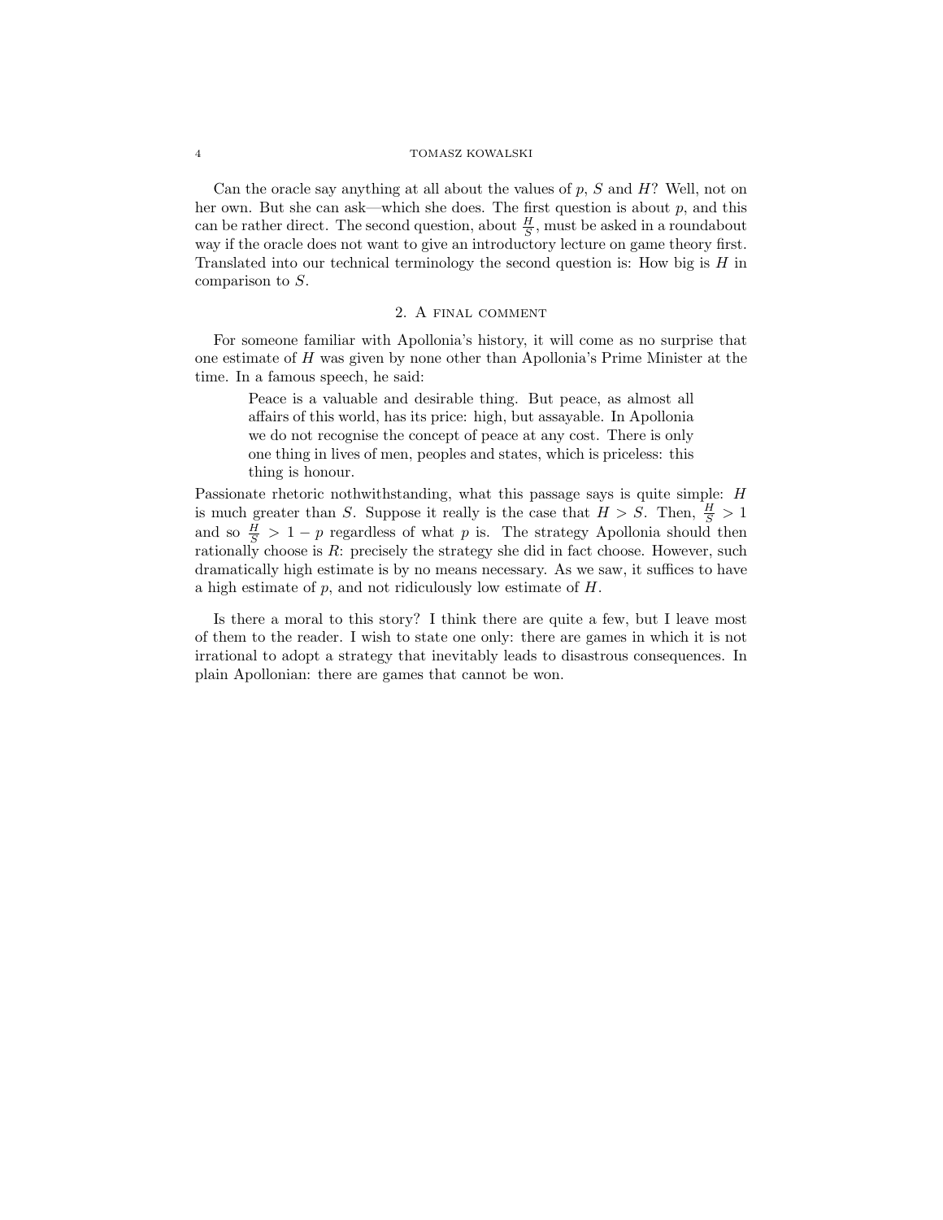Can the oracle say anything at all about the values of $p$, $S$ and $H$? Well, not on her own. But she can ask—which she does. The first question is about $p$, and this can be rather direct. The second question, about $\frac{H}{S}$, must be asked in a roundabout way if the oracle does not want to give an introductory lecture on game theory first. Translated into our technical terminology the second question is: How big is $H$ in comparison to $S$.

## 2. A final comment

For someone familiar with Apollonia's history, it will come as no surprise that one estimate of $H$ was given by none other than Apollonia's Prime Minister at the time. In a famous speech, he said:

> Peace is a valuable and desirable thing. But peace, as almost all affairs of this world, has its price: high, but assayable. In Apollonia we do not recognise the concept of peace at any cost. There is only one thing in lives of men, peoples and states, which is priceless: this thing is honour.

Passionate rhetoric nothwithstanding, what this passage says is quite simple: $H$ is much greater than $S$. Suppose it really is the case that $H > S$. Then, $\frac{H}{S} > 1$ and so $\frac{H}{S} > 1 - p$ regardless of what $p$ is. The strategy Apollonia should then rationally choose is $R$: precisely the strategy she did in fact choose. However, such dramatically high estimate is by no means necessary. As we saw, it suffices to have a high estimate of $p$, and not ridiculously low estimate of $H$.

Is there a moral to this story? I think there are quite a few, but I leave most of them to the reader. I wish to state one only: there are games in which it is not irrational to adopt a strategy that inevitably leads to disastrous consequences. In plain Apollonian: there are games that cannot be won.